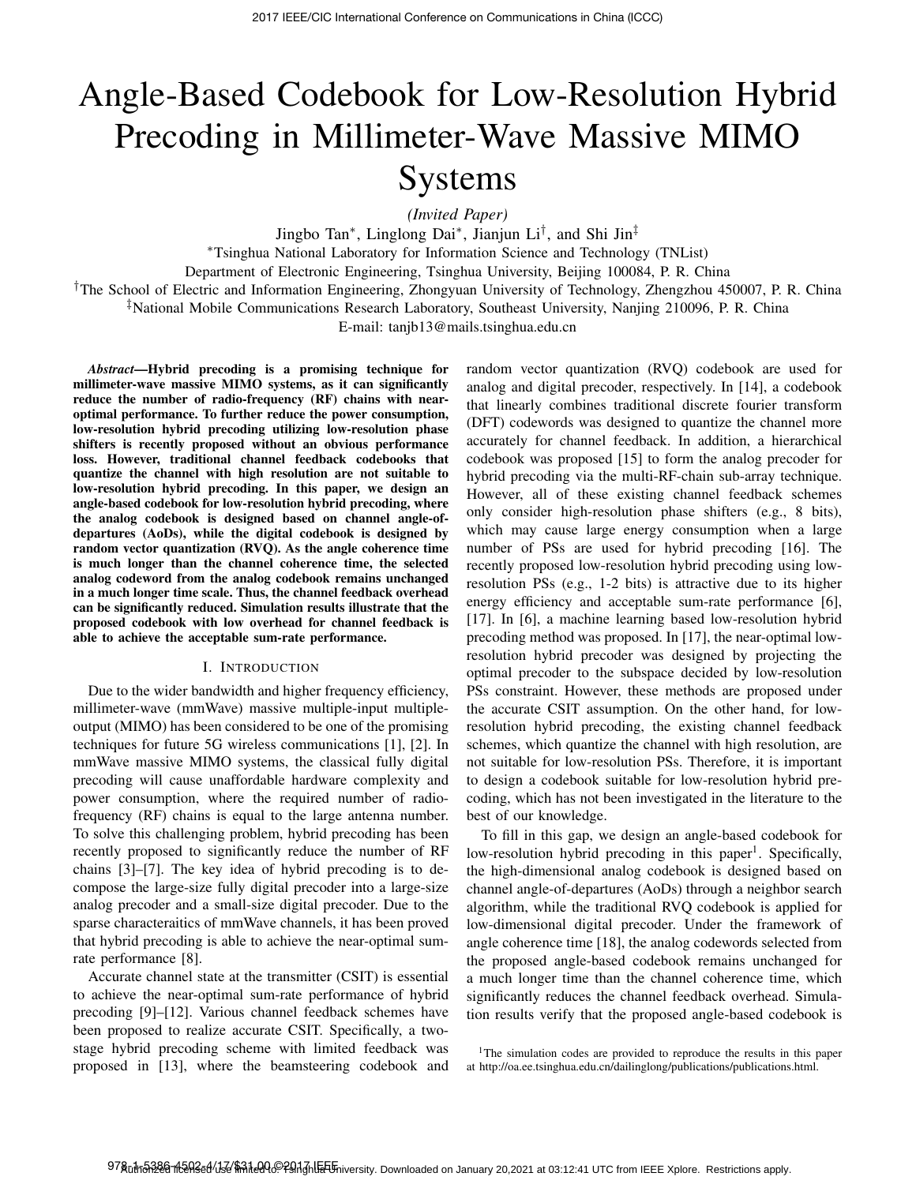# Angle-Based Codebook for Low-Resolution Hybrid Precoding in Millimeter-Wave Massive MIMO Systems

*(Invited Paper)*

Jingbo Tan*, Linglong Dai*, Jianjun Li†, and Shi Jin‡

*Tsinghua National Laboratory for Information Science and Technology (TNList)
Department of Electronic Engineering, Tsinghua University, Beijing 100084, P. R. China

†The School of Electric and Information Engineering, Zhongyuan University of Technology, Zhengzhou 450007, P. R. China

‡National Mobile Communications Research Laboratory, Southeast University, Nanjing 210096, P. R. China

E-mail: tanjb13@mails.tsinghua.edu.cn

***Abstract*—Hybrid precoding is a promising technique for millimeter-wave massive MIMO systems, as it can significantly reduce the number of radio-frequency (RF) chains with near-optimal performance. To further reduce the power consumption, low-resolution hybrid precoding utilizing low-resolution phase shifters is recently proposed without an obvious performance loss. However, traditional channel feedback codebooks that quantize the channel with high resolution are not suitable to low-resolution hybrid precoding. In this paper, we design an angle-based codebook for low-resolution hybrid precoding, where the analog codebook is designed based on channel angle-of-departures (AoDs), while the digital codebook is designed by random vector quantization (RVQ). As the angle coherence time is much longer than the channel coherence time, the selected analog codeword from the analog codebook remains unchanged in a much longer time scale. Thus, the channel feedback overhead can be significantly reduced. Simulation results illustrate that the proposed codebook with low overhead for channel feedback is able to achieve the acceptable sum-rate performance.**

## I. Introduction

Due to the wider bandwidth and higher frequency efficiency, millimeter-wave (mmWave) massive multiple-input multiple-output (MIMO) has been considered to be one of the promising techniques for future 5G wireless communications [1], [2]. In mmWave massive MIMO systems, the classical fully digital precoding will cause unaffordable hardware complexity and power consumption, where the required number of radio-frequency (RF) chains is equal to the large antenna number. To solve this challenging problem, hybrid precoding has been recently proposed to significantly reduce the number of RF chains [3]–[7]. The key idea of hybrid precoding is to decompose the large-size fully digital precoder into a large-size analog precoder and a small-size digital precoder. Due to the sparse characteraitics of mmWave channels, it has been proved that hybrid precoding is able to achieve the near-optimal sum-rate performance [8].

Accurate channel state at the transmitter (CSIT) is essential to achieve the near-optimal sum-rate performance of hybrid precoding [9]–[12]. Various channel feedback schemes have been proposed to realize accurate CSIT. Specifically, a two-stage hybrid precoding scheme with limited feedback was proposed in [13], where the beamsteering codebook and random vector quantization (RVQ) codebook are used for analog and digital precoder, respectively. In [14], a codebook that linearly combines traditional discrete fourier transform (DFT) codewords was designed to quantize the channel more accurately for channel feedback. In addition, a hierarchical codebook was proposed [15] to form the analog precoder for hybrid precoding via the multi-RF-chain sub-array technique. However, all of these existing channel feedback schemes only consider high-resolution phase shifters (e.g., 8 bits), which may cause large energy consumption when a large number of PSs are used for hybrid precoding [16]. The recently proposed low-resolution hybrid precoding using low-resolution PSs (e.g., 1-2 bits) is attractive due to its higher energy efficiency and acceptable sum-rate performance [6], [17]. In [6], a machine learning based low-resolution hybrid precoding method was proposed. In [17], the near-optimal low-resolution hybrid precoder was designed by projecting the optimal precoder to the subspace decided by low-resolution PSs constraint. However, these methods are proposed under the accurate CSIT assumption. On the other hand, for low-resolution hybrid precoding, the existing channel feedback schemes, which quantize the channel with high resolution, are not suitable for low-resolution PSs. Therefore, it is important to design a codebook suitable for low-resolution hybrid precoding, which has not been investigated in the literature to the best of our knowledge.

To fill in this gap, we design an angle-based codebook for low-resolution hybrid precoding in this paper[1]. Specifically, the high-dimensional analog codebook is designed based on channel angle-of-departures (AoDs) through a neighbor search algorithm, while the traditional RVQ codebook is applied for low-dimensional digital precoder. Under the framework of angle coherence time [18], the analog codewords selected from the proposed angle-based codebook remains unchanged for a much longer time than the channel coherence time, which significantly reduces the channel feedback overhead. Simulation results verify that the proposed angle-based codebook is

[1] The simulation codes are provided to reproduce the results in this paper at http://oa.ee.tsinghua.edu.cn/dailinglong/publications/publications.html.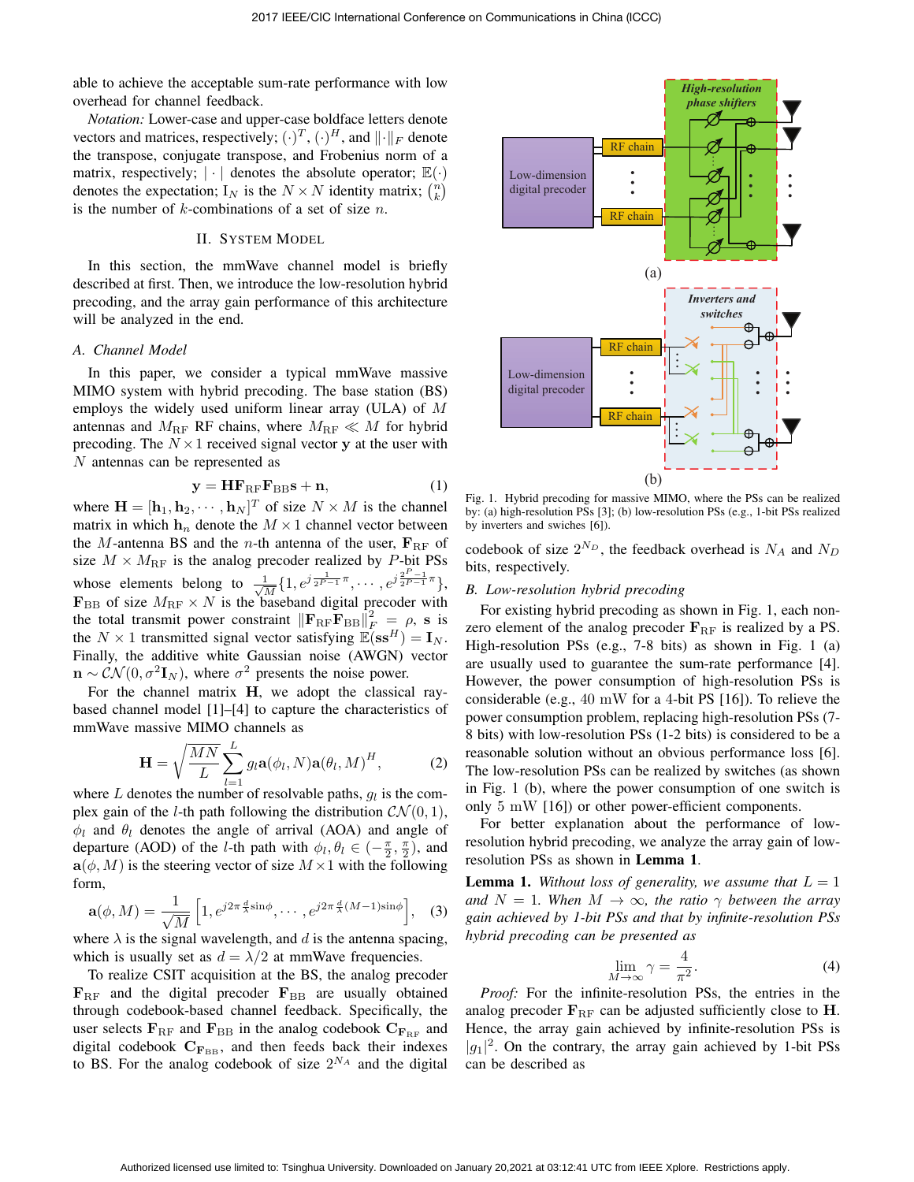able to achieve the acceptable sum-rate performance with low overhead for channel feedback.

*Notation:* Lower-case and upper-case boldface letters denote vectors and matrices, respectively; $(\cdot)^T$, $(\cdot)^H$, and $\|\cdot\|_F$ denote the transpose, conjugate transpose, and Frobenius norm of a matrix, respectively; $|\cdot|$ denotes the absolute operator; $\mathbb{E}(\cdot)$ denotes the expectation; $\mathrm{I}_N$ is the $N \times N$ identity matrix; $\binom{n}{k}$ is the number of $k$-combinations of a set of size $n$.

## II. System Model

In this section, the mmWave channel model is briefly described at first. Then, we introduce the low-resolution hybrid precoding, and the array gain performance of this architecture will be analyzed in the end.

### A. Channel Model

In this paper, we consider a typical mmWave massive MIMO system with hybrid precoding. The base station (BS) employs the widely used uniform linear array (ULA) of $M$ antennas and $M_{\mathrm{RF}}$ RF chains, where $M_{\mathrm{RF}} \ll M$ for hybrid precoding. The $N \times 1$ received signal vector $\mathbf{y}$ at the user with $N$ antennas can be represented as

$$\mathbf{y} = \mathbf{H}\mathbf{F}_{\mathrm{RF}}\mathbf{F}_{\mathrm{BB}}\mathbf{s} + \mathbf{n}, \tag{1}$$

where $\mathbf{H} = [\mathbf{h}_1, \mathbf{h}_2, \cdots, \mathbf{h}_N]^T$ of size $N \times M$ is the channel matrix in which $\mathbf{h}_n$ denote the $M \times 1$ channel vector between the $M$-antenna BS and the $n$-th antenna of the user, $\mathbf{F}_{\mathrm{RF}}$ of size $M \times M_{\mathrm{RF}}$ is the analog precoder realized by $P$-bit PSs whose elements belong to $\frac{1}{\sqrt{M}}\{1, e^{j\frac{1}{2^{P}-1}\pi}, \cdots, e^{j\frac{2^{P}-1}{2^{P}-1}\pi}\}$, $\mathbf{F}_{\mathrm{BB}}$ of size $M_{\mathrm{RF}} \times N$ is the baseband digital precoder with the total transmit power constraint $\|\mathbf{F}_{\mathrm{RF}}\mathbf{F}_{\mathrm{BB}}\|_F^2 = \rho$, $\mathbf{s}$ is the $N \times 1$ transmitted signal vector satisfying $\mathbb{E}(\mathbf{s}\mathbf{s}^H) = \mathbf{I}_N$. Finally, the additive white Gaussian noise (AWGN) vector $\mathbf{n} \sim \mathcal{CN}(0, \sigma^2\mathbf{I}_N)$, where $\sigma^2$ presents the noise power.

For the channel matrix $\mathbf{H}$, we adopt the classical ray-based channel model [1]–[4] to capture the characteristics of mmWave massive MIMO channels as

$$\mathbf{H} = \sqrt{\frac{MN}{L}} \sum_{l=1}^{L} g_l \mathbf{a}(\phi_l, N)\mathbf{a}(\theta_l, M)^H, \tag{2}$$

where $L$ denotes the number of resolvable paths, $g_l$ is the complex gain of the $l$-th path following the distribution $\mathcal{CN}(0, 1)$, $\phi_l$ and $\theta_l$ denotes the angle of arrival (AOA) and angle of departure (AOD) of the $l$-th path with $\phi_l, \theta_l \in (-\frac{\pi}{2}, \frac{\pi}{2})$, and $\mathbf{a}(\phi, M)$ is the steering vector of size $M \times 1$ with the following form,

$$\mathbf{a}(\phi, M) = \frac{1}{\sqrt{M}}\left[1, e^{j2\pi\frac{d}{\lambda}\sin\phi}, \cdots, e^{j2\pi\frac{d}{\lambda}(M-1)\sin\phi}\right], \tag{3}$$

where $\lambda$ is the signal wavelength, and $d$ is the antenna spacing, which is usually set as $d = \lambda/2$ at mmWave frequencies.

To realize CSIT acquisition at the BS, the analog precoder $\mathbf{F}_{\mathrm{RF}}$ and the digital precoder $\mathbf{F}_{\mathrm{BB}}$ are usually obtained through codebook-based channel feedback. Specifically, the user selects $\mathbf{F}_{\mathrm{RF}}$ and $\mathbf{F}_{\mathrm{BB}}$ in the analog codebook $\mathbf{C}_{\mathbf{F}_{\mathrm{RF}}}$ and digital codebook $\mathbf{C}_{\mathbf{F}_{\mathrm{BB}}}$, and then feeds back their indexes to BS. For the analog codebook of size $2^{N_A}$ and the digital codebook of size $2^{N_D}$, the feedback overhead is $N_A$ and $N_D$ bits, respectively.

Fig. 1. Hybrid precoding for massive MIMO, where the PSs can be realized by: (a) high-resolution PSs [3]; (b) low-resolution PSs (e.g., 1-bit PSs realized by inverters and swiches [6]).

### B. Low-resolution hybrid precoding

For existing hybrid precoding as shown in Fig. 1, each non-zero element of the analog precoder $\mathbf{F}_{\mathrm{RF}}$ is realized by a PS. High-resolution PSs (e.g., 7-8 bits) as shown in Fig. 1 (a) are usually used to guarantee the sum-rate performance [4]. However, the power consumption of high-resolution PSs is considerable (e.g., 40 mW for a 4-bit PS [16]). To relieve the power consumption problem, replacing high-resolution PSs (7-8 bits) with low-resolution PSs (1-2 bits) is considered to be a reasonable solution without an obvious performance loss [6]. The low-resolution PSs can be realized by switches (as shown in Fig. 1 (b), where the power consumption of one switch is only 5 mW [16]) or other power-efficient components.

For better explanation about the performance of low-resolution hybrid precoding, we analyze the array gain of low-resolution PSs as shown in **Lemma 1**.

**Lemma 1.** *Without loss of generality, we assume that $L = 1$ and $N = 1$. When $M \to \infty$, the ratio $\gamma$ between the array gain achieved by 1-bit PSs and that by infinite-resolution PSs hybrid precoding can be presented as*

$$\lim_{M \to \infty} \gamma = \frac{4}{\pi^2}. \tag{4}$$

*Proof:* For the infinite-resolution PSs, the entries in the analog precoder $\mathbf{F}_{\mathrm{RF}}$ can be adjusted sufficiently close to $\mathbf{H}$. Hence, the array gain achieved by infinite-resolution PSs is $|g_1|^2$. On the contrary, the array gain achieved by 1-bit PSs can be described as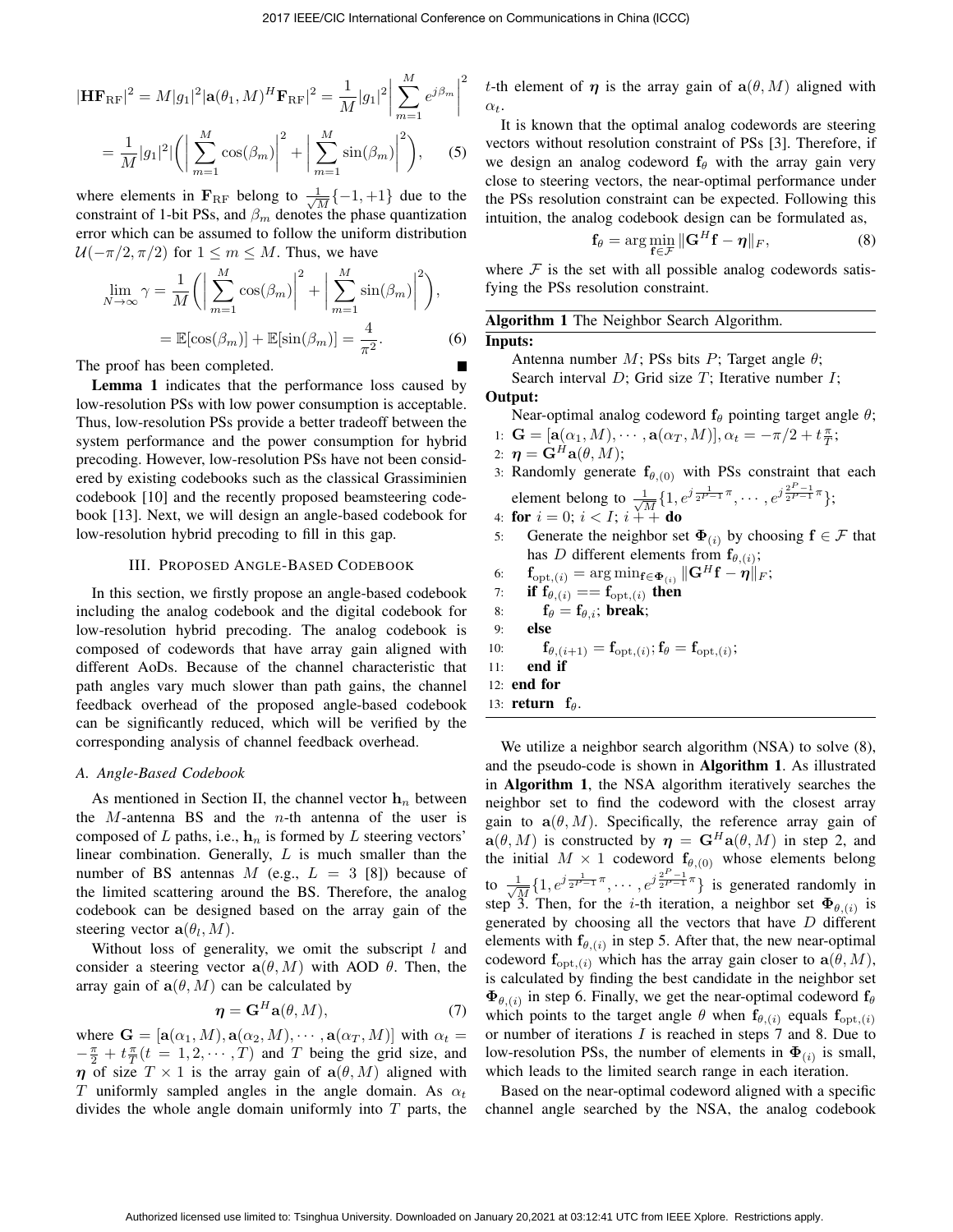$$|\mathbf{H}\mathbf{F}_{\text{RF}}|^2 = M|g_1|^2|\mathbf{a}(\theta_1, M)^H \mathbf{F}_{\text{RF}}|^2 = \frac{1}{M}|g_1|^2 \left| \sum_{m=1}^{M} e^{j\beta_m} \right|^2$$

$$= \frac{1}{M}|g_1|^2 \left( \left| \sum_{m=1}^{M} \cos(\beta_m) \right|^2 + \left| \sum_{m=1}^{M} \sin(\beta_m) \right|^2 \right), \quad (5)$$

where elements in $\mathbf{F}_{\text{RF}}$ belong to $\frac{1}{\sqrt{M}}\{-1, +1\}$ due to the constraint of 1-bit PSs, and $\beta_m$ denotes the phase quantization error which can be assumed to follow the uniform distribution $\mathcal{U}(-\pi/2, \pi/2)$ for $1 \leq m \leq M$. Thus, we have

$$\lim_{N\to\infty} \gamma = \frac{1}{M} \left( \left| \sum_{m=1}^{M} \cos(\beta_m) \right|^2 + \left| \sum_{m=1}^{M} \sin(\beta_m) \right|^2 \right),$$

$$= \mathbb{E}[\cos(\beta_m)] + \mathbb{E}[\sin(\beta_m)] = \frac{4}{\pi^2}. \quad (6)$$

The proof has been completed. ∎

**Lemma 1** indicates that the performance loss caused by low-resolution PSs with low power consumption is acceptable. Thus, low-resolution PSs provide a better tradeoff between the system performance and the power consumption for hybrid precoding. However, low-resolution PSs have not been considered by existing codebooks such as the classical Grassiminien codebook [10] and the recently proposed beamsteering codebook [13]. Next, we will design an angle-based codebook for low-resolution hybrid precoding to fill in this gap.

## III. Proposed Angle-Based Codebook

In this section, we firstly propose an angle-based codebook including the analog codebook and the digital codebook for low-resolution hybrid precoding. The analog codebook is composed of codewords that have array gain aligned with different AoDs. Because of the channel characteristic that path angles vary much slower than path gains, the channel feedback overhead of the proposed angle-based codebook can be significantly reduced, which will be verified by the corresponding analysis of channel feedback overhead.

### A. Angle-Based Codebook

As mentioned in Section II, the channel vector $\mathbf{h}_n$ between the $M$-antenna BS and the $n$-th antenna of the user is composed of $L$ paths, i.e., $\mathbf{h}_n$ is formed by $L$ steering vectors' linear combination. Generally, $L$ is much smaller than the number of BS antennas $M$ (e.g., $L = 3$ [8]) because of the limited scattering around the BS. Therefore, the analog codebook can be designed based on the array gain of the steering vector $\mathbf{a}(\theta_l, M)$.

Without loss of generality, we omit the subscript $l$ and consider a steering vector $\mathbf{a}(\theta, M)$ with AOD $\theta$. Then, the array gain of $\mathbf{a}(\theta, M)$ can be calculated by

$$\boldsymbol{\eta} = \mathbf{G}^H \mathbf{a}(\theta, M), \quad (7)$$

where $\mathbf{G} = [\mathbf{a}(\alpha_1, M), \mathbf{a}(\alpha_2, M), \cdots, \mathbf{a}(\alpha_T, M)]$ with $\alpha_t = -\frac{\pi}{2} + t\frac{\pi}{T} (t = 1, 2, \cdots, T)$ and $T$ being the grid size, and $\boldsymbol{\eta}$ of size $T \times 1$ is the array gain of $\mathbf{a}(\theta, M)$ aligned with $T$ uniformly sampled angles in the angle domain. As $\alpha_t$ divides the whole angle domain uniformly into $T$ parts, the $t$-th element of $\boldsymbol{\eta}$ is the array gain of $\mathbf{a}(\theta, M)$ aligned with $\alpha_t$.

It is known that the optimal analog codewords are steering vectors without resolution constraint of PSs [3]. Therefore, if we design an analog codeword $\mathbf{f}_\theta$ with the array gain very close to steering vectors, the near-optimal performance under the PSs resolution constraint can be expected. Following this intuition, the analog codebook design can be formulated as,

$$\mathbf{f}_\theta = \arg\min_{\mathbf{f}\in\mathcal{F}} \|\mathbf{G}^H \mathbf{f} - \boldsymbol{\eta}\|_F, \quad (8)$$

where $\mathcal{F}$ is the set with all possible analog codewords satisfying the PSs resolution constraint.

**Algorithm 1** The Neighbor Search Algorithm.

**Inputs:**
Antenna number $M$; PSs bits $P$; Target angle $\theta$;
Search interval $D$; Grid size $T$; Iterative number $I$;

**Output:**
Near-optimal analog codeword $\mathbf{f}_\theta$ pointing target angle $\theta$;

1: $\mathbf{G} = [\mathbf{a}(\alpha_1, M), \cdots, \mathbf{a}(\alpha_T, M)], \alpha_t = -\pi/2 + t\frac{\pi}{T}$;
2: $\boldsymbol{\eta} = \mathbf{G}^H \mathbf{a}(\theta, M)$;
3: Randomly generate $\mathbf{f}_{\theta,(0)}$ with PSs constraint that each element belong to $\frac{1}{\sqrt{M}}\{1, e^{j\frac{1}{2^{P-1}}\pi}, \cdots, e^{j\frac{2^P-1}{2^{P-1}}\pi}\}$;
4: **for** $i = 0$; $i < I$; $i++$ **do**
5: Generate the neighbor set $\boldsymbol{\Phi}_{(i)}$ by choosing $\mathbf{f} \in \mathcal{F}$ that has $D$ different elements from $\mathbf{f}_{\theta,(i)}$;
6: $\mathbf{f}_{\text{opt},(i)} = \arg\min_{\mathbf{f}\in\boldsymbol{\Phi}_{(i)}} \|\mathbf{G}^H \mathbf{f} - \boldsymbol{\eta}\|_F$;
7: **if** $\mathbf{f}_{\theta,(i)} == \mathbf{f}_{\text{opt},(i)}$ **then**
8: $\mathbf{f}_\theta = \mathbf{f}_{\theta,i}$; **break**;
9: **else**
10: $\mathbf{f}_{\theta,(i+1)} = \mathbf{f}_{\text{opt},(i)}$; $\mathbf{f}_\theta = \mathbf{f}_{\text{opt},(i)}$;
11: **end if**
12: **end for**
13: **return** $\mathbf{f}_\theta$.

We utilize a neighbor search algorithm (NSA) to solve (8), and the pseudo-code is shown in **Algorithm 1**. As illustrated in **Algorithm 1**, the NSA algorithm iteratively searches the neighbor set to find the codeword with the closest array gain to $\mathbf{a}(\theta, M)$. Specifically, the reference array gain of $\mathbf{a}(\theta, M)$ is constructed by $\boldsymbol{\eta} = \mathbf{G}^H \mathbf{a}(\theta, M)$ in step 2, and the initial $M \times 1$ codeword $\mathbf{f}_{\theta,(0)}$ whose elements belong to $\frac{1}{\sqrt{M}}\{1, e^{j\frac{1}{2^{P-1}}\pi}, \cdots, e^{j\frac{2^P-1}{2^{P-1}}\pi}\}$ is generated randomly in step 3. Then, for the $i$-th iteration, a neighbor set $\boldsymbol{\Phi}_{\theta,(i)}$ is generated by choosing all the vectors that have $D$ different elements with $\mathbf{f}_{\theta,(i)}$ in step 5. After that, the new near-optimal codeword $\mathbf{f}_{\text{opt},(i)}$ which has the array gain closer to $\mathbf{a}(\theta, M)$, is calculated by finding the best candidate in the neighbor set $\boldsymbol{\Phi}_{\theta,(i)}$ in step 6. Finally, we get the near-optimal codeword $\mathbf{f}_\theta$ which points to the target angle $\theta$ when $\mathbf{f}_{\theta,(i)}$ equals $\mathbf{f}_{\text{opt},(i)}$ or number of iterations $I$ is reached in steps 7 and 8. Due to low-resolution PSs, the number of elements in $\boldsymbol{\Phi}_{(i)}$ is small, which leads to the limited search range in each iteration.

Based on the near-optimal codeword aligned with a specific channel angle searched by the NSA, the analog codebook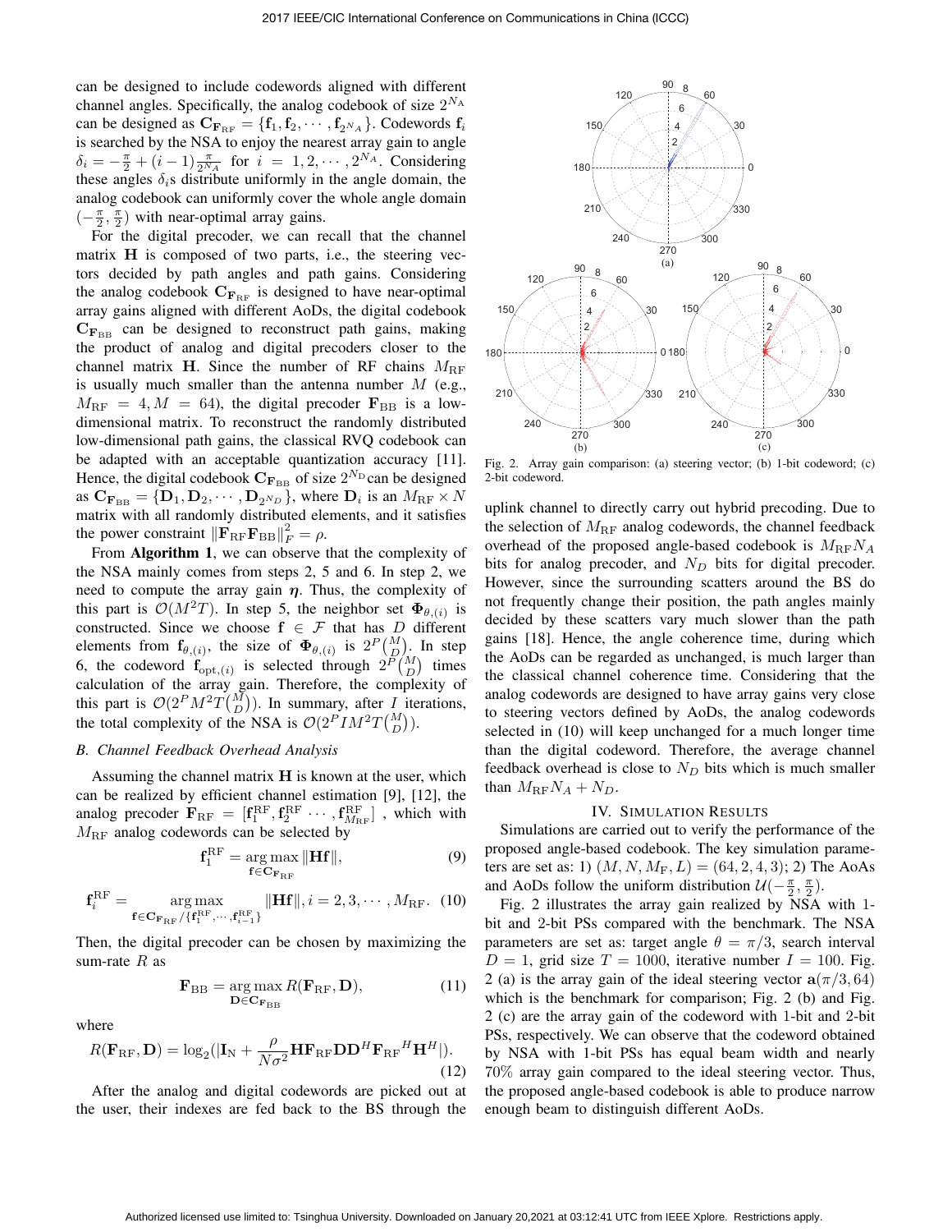can be designed to include codewords aligned with different channel angles. Specifically, the analog codebook of size $2^{N_A}$ can be designed as $\mathbf{C}_{\mathbf{F}_{\mathrm{RF}}} = \{\mathbf{f}_1, \mathbf{f}_2, \cdots, \mathbf{f}_{2^{N_A}}\}$. Codewords $\mathbf{f}_i$ is searched by the NSA to enjoy the nearest array gain to angle $\delta_i = -\frac{\pi}{2} + (i-1)\frac{\pi}{2^{N_A}}$ for $i = 1, 2, \cdots, 2^{N_A}$. Considering these angles $\delta_i$s distribute uniformly in the angle domain, the analog codebook can uniformly cover the whole angle domain $(-\frac{\pi}{2}, \frac{\pi}{2})$ with near-optimal array gains.

For the digital precoder, we can recall that the channel matrix $\mathbf{H}$ is composed of two parts, i.e., the steering vectors decided by path angles and path gains. Considering the analog codebook $\mathbf{C}_{\mathbf{F}_{\mathrm{RF}}}$ is designed to have near-optimal array gains aligned with different AoDs, the digital codebook $\mathbf{C}_{\mathbf{F}_{\mathrm{BB}}}$ can be designed to reconstruct path gains, making the product of analog and digital precoders closer to the channel matrix $\mathbf{H}$. Since the number of RF chains $M_{\mathrm{RF}}$ is usually much smaller than the antenna number $M$ (e.g., $M_{\mathrm{RF}} = 4, M = 64$), the digital precoder $\mathbf{F}_{\mathrm{BB}}$ is a low-dimensional matrix. To reconstruct the randomly distributed low-dimensional path gains, the classical RVQ codebook can be adapted with an acceptable quantization accuracy [11]. Hence, the digital codebook $\mathbf{C}_{\mathbf{F}_{\mathrm{BB}}}$ of size $2^{N_{\mathrm{D}}}$ can be designed as $\mathbf{C}_{\mathbf{F}_{\mathrm{BB}}} = \{\mathbf{D}_1, \mathbf{D}_2, \cdots, \mathbf{D}_{2^{N_D}}\}$, where $\mathbf{D}_i$ is an $M_{\mathrm{RF}} \times N$ matrix with all randomly distributed elements, and it satisfies the power constraint $\|\mathbf{F}_{\mathrm{RF}}\mathbf{F}_{\mathrm{BB}}\|_F^2 = \rho$.

From **Algorithm 1**, we can observe that the complexity of the NSA mainly comes from steps 2, 5 and 6. In step 2, we need to compute the array gain $\boldsymbol{\eta}$. Thus, the complexity of this part is $\mathcal{O}(M^2 T)$. In step 5, the neighbor set $\boldsymbol{\Phi}_{\theta,(i)}$ is constructed. Since we choose $\mathbf{f} \in \mathcal{F}$ that has $D$ different elements from $\mathbf{f}_{\theta,(i)}$, the size of $\boldsymbol{\Phi}_{\theta,(i)}$ is $2^P\binom{M}{D}$. In step 6, the codeword $\mathbf{f}_{\mathrm{opt},(i)}$ is selected through $2^P\binom{M}{D}$ times calculation of the array gain. Therefore, the complexity of this part is $\mathcal{O}(2^P M^2 T\binom{M}{D})$. In summary, after $I$ iterations, the total complexity of the NSA is $\mathcal{O}(2^P I M^2 T\binom{M}{D})$.

### B. Channel Feedback Overhead Analysis

Assuming the channel matrix $\mathbf{H}$ is known at the user, which can be realized by efficient channel estimation [9], [12], the analog precoder $\mathbf{F}_{\mathrm{RF}} = [\mathbf{f}_1^{\mathrm{RF}}, \mathbf{f}_2^{\mathrm{RF}} \cdots, \mathbf{f}_{M_{\mathrm{RF}}}^{\mathrm{RF}}]$ , which with $M_{\mathrm{RF}}$ analog codewords can be selected by

$$\mathbf{f}_1^{\mathrm{RF}} = \underset{\mathbf{f} \in \mathbf{C}_{\mathbf{F}_{\mathrm{RF}}}}{\arg\max} \|\mathbf{H}\mathbf{f}\|, \tag{9}$$

$$\mathbf{f}_i^{\mathrm{RF}} = \underset{\mathbf{f} \in \mathbf{C}_{\mathbf{F}_{\mathrm{RF}}}/\{\mathbf{f}_1^{\mathrm{RF}}, \cdots, \mathbf{f}_{i-1}^{\mathrm{RF}}\}}{\arg\max} \|\mathbf{H}\mathbf{f}\|, i = 2, 3, \cdots, M_{\mathrm{RF}}. \tag{10}$$

Then, the digital precoder can be chosen by maximizing the sum-rate $R$ as

$$\mathbf{F}_{\mathrm{BB}} = \underset{\mathbf{D} \in \mathbf{C}_{\mathbf{F}_{\mathrm{BB}}}}{\arg\max} R(\mathbf{F}_{\mathrm{RF}}, \mathbf{D}), \tag{11}$$

where

$$R(\mathbf{F}_{\mathrm{RF}}, \mathbf{D}) = \log_2(|\mathbf{I}_{\mathrm{N}} + \frac{\rho}{N\sigma^2}\mathbf{H}\mathbf{F}_{\mathrm{RF}}\mathbf{D}\mathbf{D}^H\mathbf{F}_{\mathrm{RF}}{}^H\mathbf{H}^H|). \tag{12}$$

After the analog and digital codewords are picked out at the user, their indexes are fed back to the BS through the uplink channel to directly carry out hybrid precoding. Due to the selection of $M_{\mathrm{RF}}$ analog codewords, the channel feedback overhead of the proposed angle-based codebook is $M_{\mathrm{RF}} N_A$ bits for analog precoder, and $N_D$ bits for digital precoder. However, since the surrounding scatters around the BS do not frequently change their position, the path angles mainly decided by these scatters vary much slower than the path gains [18]. Hence, the angle coherence time, during which the AoDs can be regarded as unchanged, is much larger than the classical channel coherence time. Considering that the analog codewords are designed to have array gains very close to steering vectors defined by AoDs, the analog codewords selected in (10) will keep unchanged for a much longer time than the digital codeword. Therefore, the average channel feedback overhead is close to $N_D$ bits which is much smaller than $M_{\mathrm{RF}} N_A + N_D$.

Fig. 2. Array gain comparison: (a) steering vector; (b) 1-bit codeword; (c) 2-bit codeword.

## IV. Simulation Results

Simulations are carried out to verify the performance of the proposed angle-based codebook. The key simulation parameters are set as: 1) $(M, N, M_{\mathrm{F}}, L) = (64, 2, 4, 3)$; 2) The AoAs and AoDs follow the uniform distribution $\mathcal{U}(-\frac{\pi}{2}, \frac{\pi}{2})$.

Fig. 2 illustrates the array gain realized by NSA with 1-bit and 2-bit PSs compared with the benchmark. The NSA parameters are set as: target angle $\theta = \pi/3$, search interval $D = 1$, grid size $T = 1000$, iterative number $I = 100$. Fig. 2 (a) is the array gain of the ideal steering vector $\mathbf{a}(\pi/3, 64)$ which is the benchmark for comparison; Fig. 2 (b) and Fig. 2 (c) are the array gain of the codeword with 1-bit and 2-bit PSs, respectively. We can observe that the codeword obtained by NSA with 1-bit PSs has equal beam width and nearly 70% array gain compared to the ideal steering vector. Thus, the proposed angle-based codebook is able to produce narrow enough beam to distinguish different AoDs.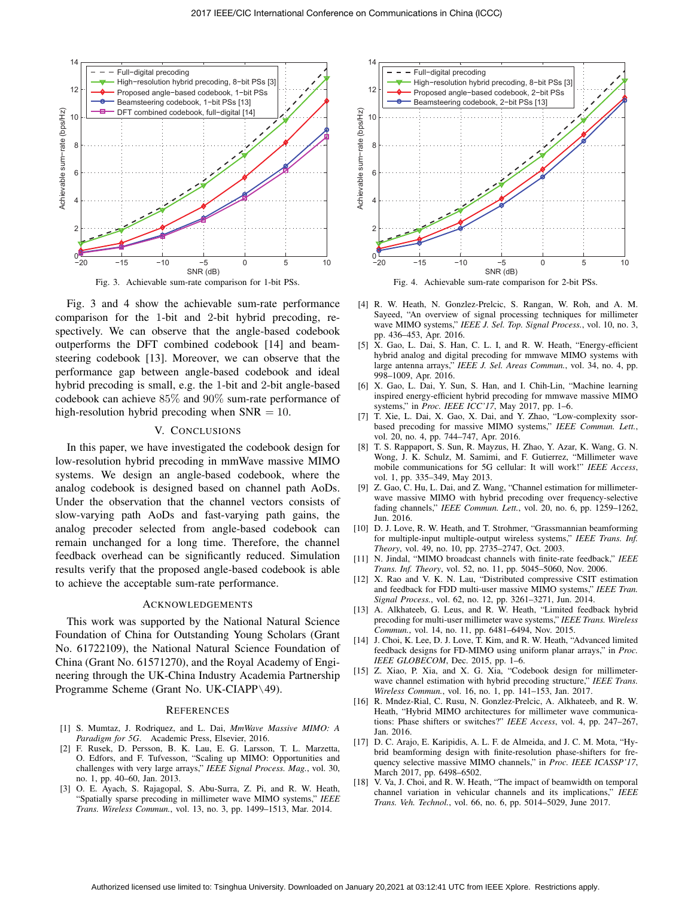Full−digital precoding
High−resolution hybrid precoding, 8−bit PSs [3]
Proposed angle−based codebook, 1−bit PSs
Beamsteering codebook, 1−bit PSs [13]
DFT combined codebook, full−digital [14]

Achievable sum−rate (bps/Hz)

SNR (dB)

Fig. 3. Achievable sum-rate comparison for 1-bit PSs.

Full−digital precoding
High−resolution hybrid precoding, 8−bit PSs [3]
Proposed angle−based codebook, 2−bit PSs
Beamsteering codebook, 2−bit PSs [13]

Achievable sum−rate (bps/Hz)

SNR (dB)

Fig. 4. Achievable sum-rate comparison for 2-bit PSs.

Fig. 3 and 4 show the achievable sum-rate performance comparison for the 1-bit and 2-bit hybrid precoding, respectively. We can observe that the angle-based codebook outperforms the DFT combined codebook [14] and beamsteering codebook [13]. Moreover, we can observe that the performance gap between angle-based codebook and ideal hybrid precoding is small, e.g. the 1-bit and 2-bit angle-based codebook can achieve 85% and 90% sum-rate performance of high-resolution hybrid precoding when SNR $= 10$.

## V. Conclusions

In this paper, we have investigated the codebook design for low-resolution hybrid precoding in mmWave massive MIMO systems. We design an angle-based codebook, where the analog codebook is designed based on channel path AoDs. Under the observation that the channel vectors consists of slow-varying path AoDs and fast-varying path gains, the analog precoder selected from angle-based codebook can remain unchanged for a long time. Therefore, the channel feedback overhead can be significantly reduced. Simulation results verify that the proposed angle-based codebook is able to achieve the acceptable sum-rate performance.

## Acknowledgements

This work was supported by the National Natural Science Foundation of China for Outstanding Young Scholars (Grant No. 61722109), the National Natural Science Foundation of China (Grant No. 61571270), and the Royal Academy of Engineering through the UK-China Industry Academia Partnership Programme Scheme (Grant No. UK-CIAPP\49).

## References

[1] S. Mumtaz, J. Rodriquez, and L. Dai, *MmWave Massive MIMO: A Paradigm for 5G*. Academic Press, Elsevier, 2016.

[2] F. Rusek, D. Persson, B. K. Lau, E. G. Larsson, T. L. Marzetta, O. Edfors, and F. Tufvesson, "Scaling up MIMO: Opportunities and challenges with very large arrays," *IEEE Signal Process. Mag.*, vol. 30, no. 1, pp. 40–60, Jan. 2013.

[3] O. E. Ayach, S. Rajagopal, S. Abu-Surra, Z. Pi, and R. W. Heath, "Spatially sparse precoding in millimeter wave MIMO systems," *IEEE Trans. Wireless Commun.*, vol. 13, no. 3, pp. 1499–1513, Mar. 2014.

[4] R. W. Heath, N. Gonzlez-Prelcic, S. Rangan, W. Roh, and A. M. Sayeed, "An overview of signal processing techniques for millimeter wave MIMO systems," *IEEE J. Sel. Top. Signal Process.*, vol. 10, no. 3, pp. 436–453, Apr. 2016.

[5] X. Gao, L. Dai, S. Han, C. L. I, and R. W. Heath, "Energy-efficient hybrid analog and digital precoding for mmwave MIMO systems with large antenna arrays," *IEEE J. Sel. Areas Commun.*, vol. 34, no. 4, pp. 998–1009, Apr. 2016.

[6] X. Gao, L. Dai, Y. Sun, S. Han, and I. Chih-Lin, "Machine learning inspired energy-efficient hybrid precoding for mmwave massive MIMO systems," in *Proc. IEEE ICC'17*, May 2017, pp. 1–6.

[7] T. Xie, L. Dai, X. Gao, X. Dai, and Y. Zhao, "Low-complexity ssor-based precoding for massive MIMO systems," *IEEE Commun. Lett.*, vol. 20, no. 4, pp. 744–747, Apr. 2016.

[8] T. S. Rappaport, S. Sun, R. Mayzus, H. Zhao, Y. Azar, K. Wang, G. N. Wong, J. K. Schulz, M. Samimi, and F. Gutierrez, "Millimeter wave mobile communications for 5G cellular: It will work!" *IEEE Access*, vol. 1, pp. 335–349, May 2013.

[9] Z. Gao, C. Hu, L. Dai, and Z. Wang, "Channel estimation for millimeter-wave massive MIMO with hybrid precoding over frequency-selective fading channels," *IEEE Commun. Lett.*, vol. 20, no. 6, pp. 1259–1262, Jun. 2016.

[10] D. J. Love, R. W. Heath, and T. Strohmer, "Grassmannian beamforming for multiple-input multiple-output wireless systems," *IEEE Trans. Inf. Theory*, vol. 49, no. 10, pp. 2735–2747, Oct. 2003.

[11] N. Jindal, "MIMO broadcast channels with finite-rate feedback," *IEEE Trans. Inf. Theory*, vol. 52, no. 11, pp. 5045–5060, Nov. 2006.

[12] X. Rao and V. K. N. Lau, "Distributed compressive CSIT estimation and feedback for FDD multi-user massive MIMO systems," *IEEE Tran. Signal Process.*, vol. 62, no. 12, pp. 3261–3271, Jun. 2014.

[13] A. Alkhateeb, G. Leus, and R. W. Heath, "Limited feedback hybrid precoding for multi-user millimeter wave systems," *IEEE Trans. Wireless Commun.*, vol. 14, no. 11, pp. 6481–6494, Nov. 2015.

[14] J. Choi, K. Lee, D. J. Love, T. Kim, and R. W. Heath, "Advanced limited feedback designs for FD-MIMO using uniform planar arrays," in *Proc. IEEE GLOBECOM*, Dec. 2015, pp. 1–6.

[15] Z. Xiao, P. Xia, and X. G. Xia, "Codebook design for millimeter-wave channel estimation with hybrid precoding structure," *IEEE Trans. Wireless Commun.*, vol. 16, no. 1, pp. 141–153, Jan. 2017.

[16] R. Mndez-Rial, C. Rusu, N. Gonzlez-Prelcic, A. Alkhateeb, and R. W. Heath, "Hybrid MIMO architectures for millimeter wave communications: Phase shifters or switches?" *IEEE Access*, vol. 4, pp. 247–267, Jan. 2016.

[17] D. C. Arajo, E. Karipidis, A. L. F. de Almeida, and J. C. M. Mota, "Hybrid beamforming design with finite-resolution phase-shifters for frequency selective massive MIMO channels," in *Proc. IEEE ICASSP'17*, March 2017, pp. 6498–6502.

[18] V. Va, J. Choi, and R. W. Heath, "The impact of beamwidth on temporal channel variation in vehicular channels and its implications," *IEEE Trans. Veh. Technol.*, vol. 66, no. 6, pp. 5014–5029, June 2017.